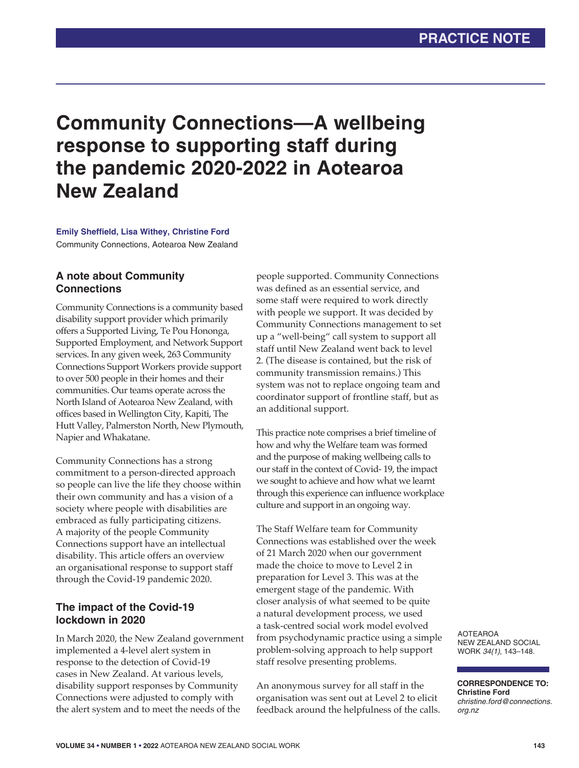PRACTICE NOTE

# Community Connections—A wellbeing response to supporting staff during the pandemic 2020-2022 in Aotearoa New Zealand

**Emily Sheffield, Lisa Withey, Christine Ford**

Community Connections, Aotearoa New Zealand

## A note about Community Connections

Community Connections is a community based disability support provider which primarily offers a Supported Living, Te Pou Hononga, Supported Employment, and Network Support services. In any given week, 263 Community Connections Support Workers provide support to over 500 people in their homes and their communities. Our teams operate across the North Island of Aotearoa New Zealand, with offices based in Wellington City, Kapiti, The Hutt Valley, Palmerston North, New Plymouth, Napier and Whakatane.

Community Connections has a strong commitment to a person-directed approach so people can live the life they choose within their own community and has a vision of a society where people with disabilities are embraced as fully participating citizens. A majority of the people Community Connections support have an intellectual disability. This article offers an overview an organisational response to support staff through the Covid-19 pandemic 2020.

## The impact of the Covid-19 lockdown in 2020

In March 2020, the New Zealand government implemented a 4-level alert system in response to the detection of Covid-19 cases in New Zealand. At various levels, disability support responses by Community Connections were adjusted to comply with the alert system and to meet the needs of the people supported. Community Connections was defined as an essential service, and some staff were required to work directly with people we support. It was decided by Community Connections management to set up a "well-being" call system to support all staff until New Zealand went back to level 2. (The disease is contained, but the risk of community transmission remains.) This system was not to replace ongoing team and coordinator support of frontline staff, but as an additional support.

This practice note comprises a brief timeline of how and why the Welfare team was formed and the purpose of making wellbeing calls to our staff in the context of Covid- 19, the impact we sought to achieve and how what we learnt through this experience can influence workplace culture and support in an ongoing way.

The Staff Welfare team for Community Connections was established over the week of 21 March 2020 when our government made the choice to move to Level 2 in preparation for Level 3. This was at the emergent stage of the pandemic. With closer analysis of what seemed to be quite a natural development process, we used a task-centred social work model evolved from psychodynamic practice using a simple problem-solving approach to help support staff resolve presenting problems.

An anonymous survey for all staff in the organisation was sent out at Level 2 to elicit feedback around the helpfulness of the calls.

**CORRESPONDENCE TO:**
**Christine Ford**
*christine.ford@connections.org.nz*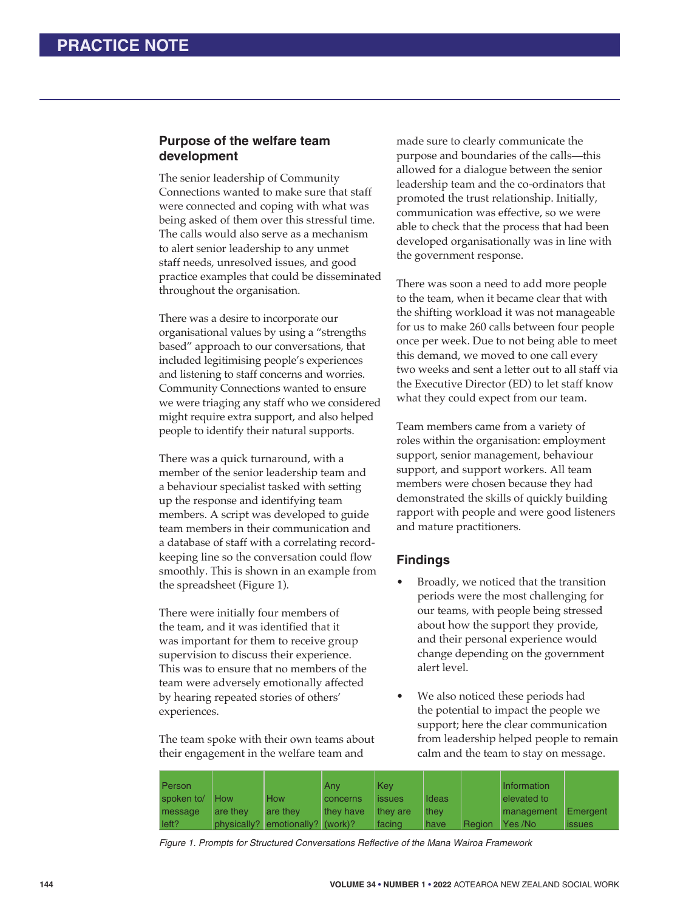## Purpose of the welfare team development

The senior leadership of Community Connections wanted to make sure that staff were connected and coping with what was being asked of them over this stressful time. The calls would also serve as a mechanism to alert senior leadership to any unmet staff needs, unresolved issues, and good practice examples that could be disseminated throughout the organisation.

There was a desire to incorporate our organisational values by using a "strengths based" approach to our conversations, that included legitimising people's experiences and listening to staff concerns and worries. Community Connections wanted to ensure we were triaging any staff who we considered might require extra support, and also helped people to identify their natural supports.

There was a quick turnaround, with a member of the senior leadership team and a behaviour specialist tasked with setting up the response and identifying team members. A script was developed to guide team members in their communication and a database of staff with a correlating record-keeping line so the conversation could flow smoothly. This is shown in an example from the spreadsheet (Figure 1).

There were initially four members of the team, and it was identified that it was important for them to receive group supervision to discuss their experience. This was to ensure that no members of the team were adversely emotionally affected by hearing repeated stories of others' experiences.

The team spoke with their own teams about their engagement in the welfare team and made sure to clearly communicate the purpose and boundaries of the calls—this allowed for a dialogue between the senior leadership team and the co-ordinators that promoted the trust relationship. Initially, communication was effective, so we were able to check that the process that had been developed organisationally was in line with the government response.

There was soon a need to add more people to the team, when it became clear that with the shifting workload it was not manageable for us to make 260 calls between four people once per week. Due to not being able to meet this demand, we moved to one call every two weeks and sent a letter out to all staff via the Executive Director (ED) to let staff know what they could expect from our team.

Team members came from a variety of roles within the organisation: employment support, senior management, behaviour support, and support workers. All team members were chosen because they had demonstrated the skills of quickly building rapport with people and were good listeners and mature practitioners.

## Findings

- Broadly, we noticed that the transition periods were the most challenging for our teams, with people being stressed about how the support they provide, and their personal experience would change depending on the government alert level.

- We also noticed these periods had the potential to impact the people we support; here the clear communication from leadership helped people to remain calm and the team to stay on message.

| Person spoken to/ message left? | How are they physically? | How are they emotionally? | Any concerns they have (work)? | Key issues they are facing | Ideas they have | Region | Information elevated to management Yes /No | Emergent issues |
|---|---|---|---|---|---|---|---|---|

*Figure 1. Prompts for Structured Conversations Reflective of the Mana Wairoa Framework*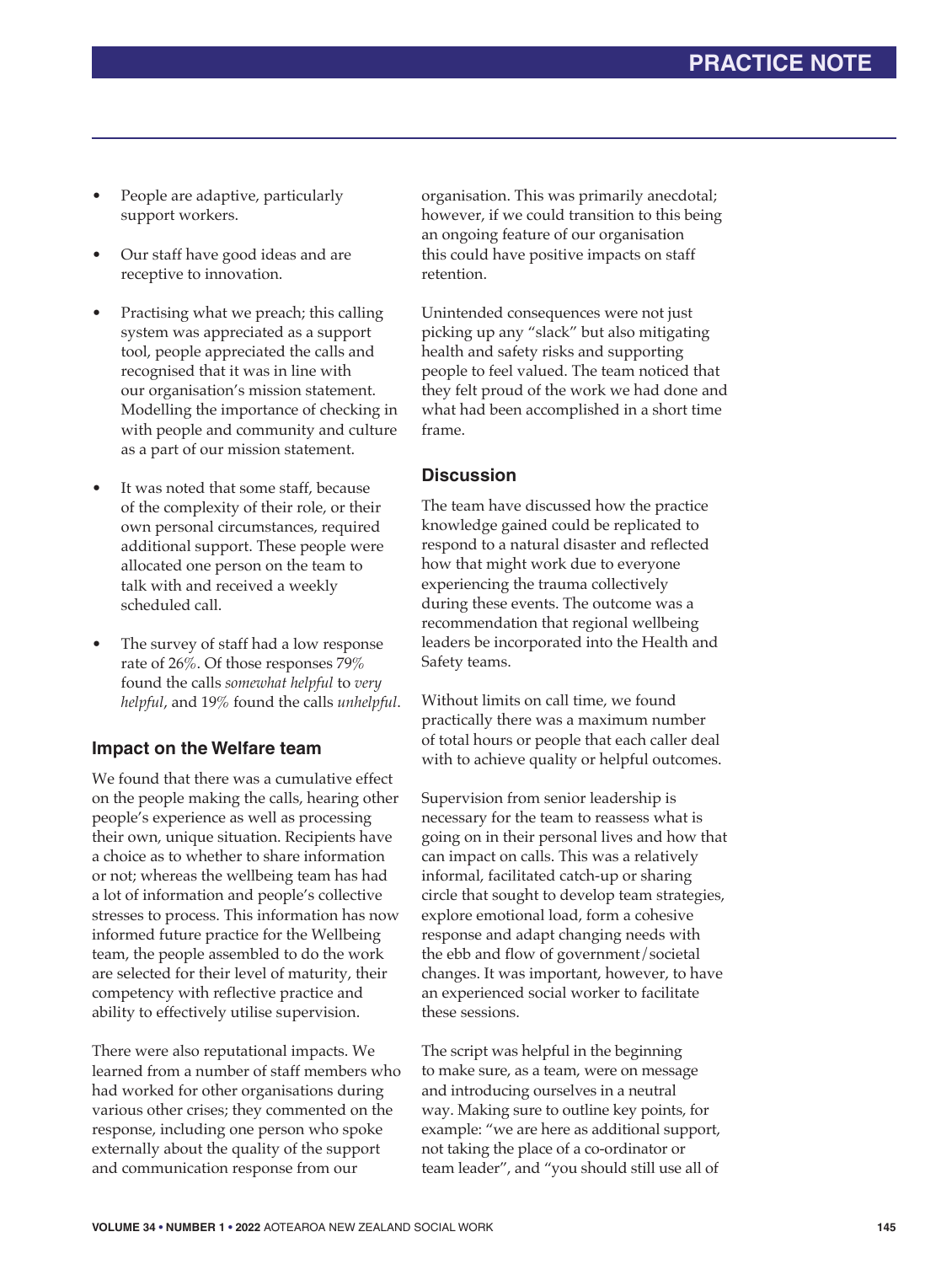- People are adaptive, particularly support workers.
- Our staff have good ideas and are receptive to innovation.
- Practising what we preach; this calling system was appreciated as a support tool, people appreciated the calls and recognised that it was in line with our organisation's mission statement. Modelling the importance of checking in with people and community and culture as a part of our mission statement.
- It was noted that some staff, because of the complexity of their role, or their own personal circumstances, required additional support. These people were allocated one person on the team to talk with and received a weekly scheduled call.
- The survey of staff had a low response rate of 26%. Of those responses 79% found the calls *somewhat helpful* to *very helpful*, and 19% found the calls *unhelpful*.

### Impact on the Welfare team

We found that there was a cumulative effect on the people making the calls, hearing other people's experience as well as processing their own, unique situation. Recipients have a choice as to whether to share information or not; whereas the wellbeing team has had a lot of information and people's collective stresses to process. This information has now informed future practice for the Wellbeing team, the people assembled to do the work are selected for their level of maturity, their competency with reflective practice and ability to effectively utilise supervision.

There were also reputational impacts. We learned from a number of staff members who had worked for other organisations during various other crises; they commented on the response, including one person who spoke externally about the quality of the support and communication response from our organisation. This was primarily anecdotal; however, if we could transition to this being an ongoing feature of our organisation this could have positive impacts on staff retention.

Unintended consequences were not just picking up any "slack" but also mitigating health and safety risks and supporting people to feel valued. The team noticed that they felt proud of the work we had done and what had been accomplished in a short time frame.

### Discussion

The team have discussed how the practice knowledge gained could be replicated to respond to a natural disaster and reflected how that might work due to everyone experiencing the trauma collectively during these events. The outcome was a recommendation that regional wellbeing leaders be incorporated into the Health and Safety teams.

Without limits on call time, we found practically there was a maximum number of total hours or people that each caller deal with to achieve quality or helpful outcomes.

Supervision from senior leadership is necessary for the team to reassess what is going on in their personal lives and how that can impact on calls. This was a relatively informal, facilitated catch-up or sharing circle that sought to develop team strategies, explore emotional load, form a cohesive response and adapt changing needs with the ebb and flow of government/societal changes. It was important, however, to have an experienced social worker to facilitate these sessions.

The script was helpful in the beginning to make sure, as a team, were on message and introducing ourselves in a neutral way. Making sure to outline key points, for example: "we are here as additional support, not taking the place of a co-ordinator or team leader", and "you should still use all of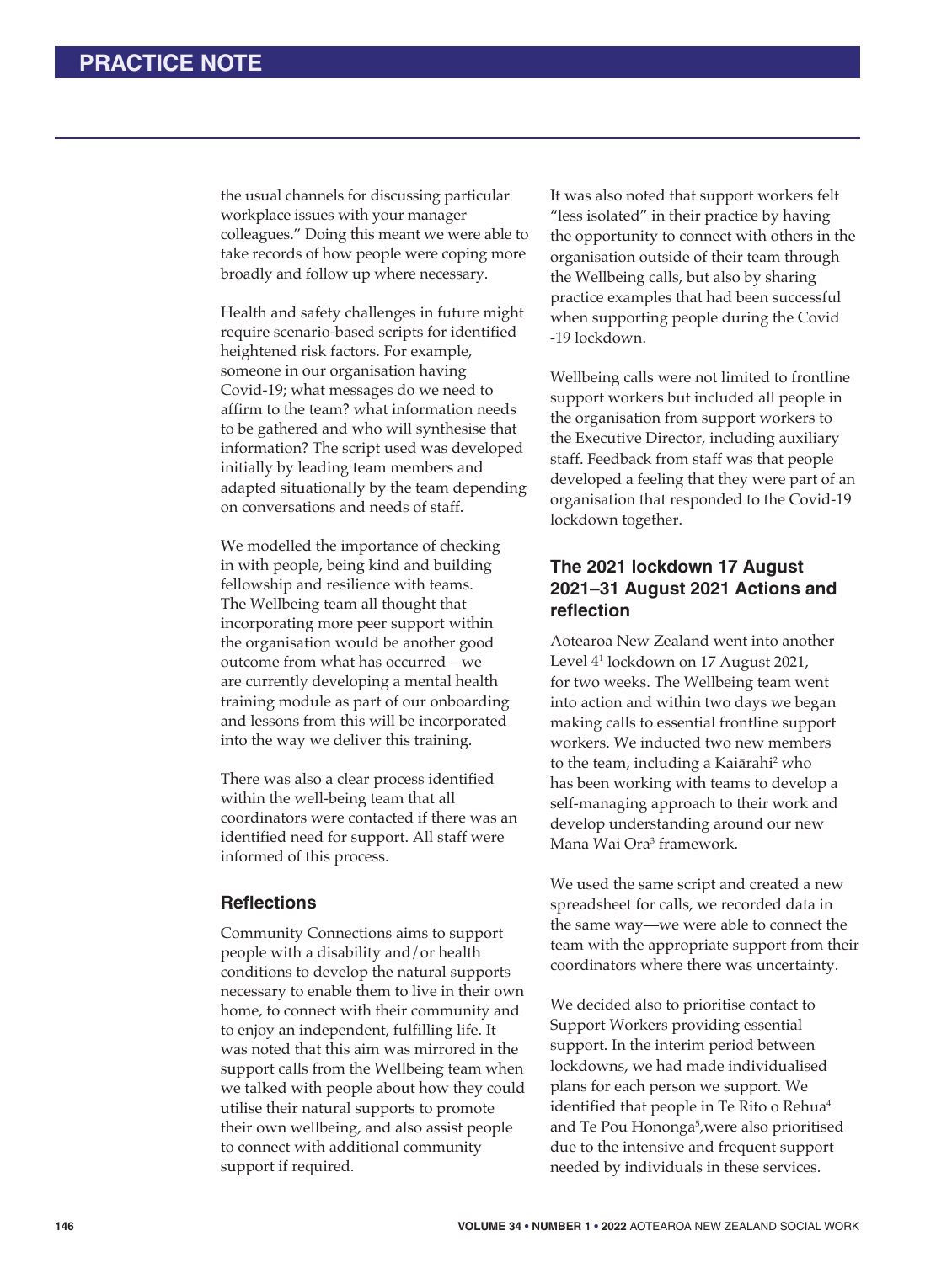the usual channels for discussing particular workplace issues with your manager colleagues." Doing this meant we were able to take records of how people were coping more broadly and follow up where necessary.

Health and safety challenges in future might require scenario-based scripts for identified heightened risk factors. For example, someone in our organisation having Covid-19; what messages do we need to affirm to the team? what information needs to be gathered and who will synthesise that information? The script used was developed initially by leading team members and adapted situationally by the team depending on conversations and needs of staff.

We modelled the importance of checking in with people, being kind and building fellowship and resilience with teams. The Wellbeing team all thought that incorporating more peer support within the organisation would be another good outcome from what has occurred—we are currently developing a mental health training module as part of our onboarding and lessons from this will be incorporated into the way we deliver this training.

There was also a clear process identified within the well-being team that all coordinators were contacted if there was an identified need for support. All staff were informed of this process.

### Reflections

Community Connections aims to support people with a disability and/or health conditions to develop the natural supports necessary to enable them to live in their own home, to connect with their community and to enjoy an independent, fulfilling life. It was noted that this aim was mirrored in the support calls from the Wellbeing team when we talked with people about how they could utilise their natural supports to promote their own wellbeing, and also assist people to connect with additional community support if required.

It was also noted that support workers felt "less isolated" in their practice by having the opportunity to connect with others in the organisation outside of their team through the Wellbeing calls, but also by sharing practice examples that had been successful when supporting people during the Covid -19 lockdown.

Wellbeing calls were not limited to frontline support workers but included all people in the organisation from support workers to the Executive Director, including auxiliary staff. Feedback from staff was that people developed a feeling that they were part of an organisation that responded to the Covid-19 lockdown together.

### The 2021 lockdown 17 August 2021–31 August 2021 Actions and reflection

Aotearoa New Zealand went into another Level 4[1] lockdown on 17 August 2021, for two weeks. The Wellbeing team went into action and within two days we began making calls to essential frontline support workers. We inducted two new members to the team, including a Kaiārahi[2] who has been working with teams to develop a self-managing approach to their work and develop understanding around our new Mana Wai Ora[3] framework.

We used the same script and created a new spreadsheet for calls, we recorded data in the same way—we were able to connect the team with the appropriate support from their coordinators where there was uncertainty.

We decided also to prioritise contact to Support Workers providing essential support. In the interim period between lockdowns, we had made individualised plans for each person we support. We identified that people in Te Rito o Rehua[4] and Te Pou Hononga[5],were also prioritised due to the intensive and frequent support needed by individuals in these services.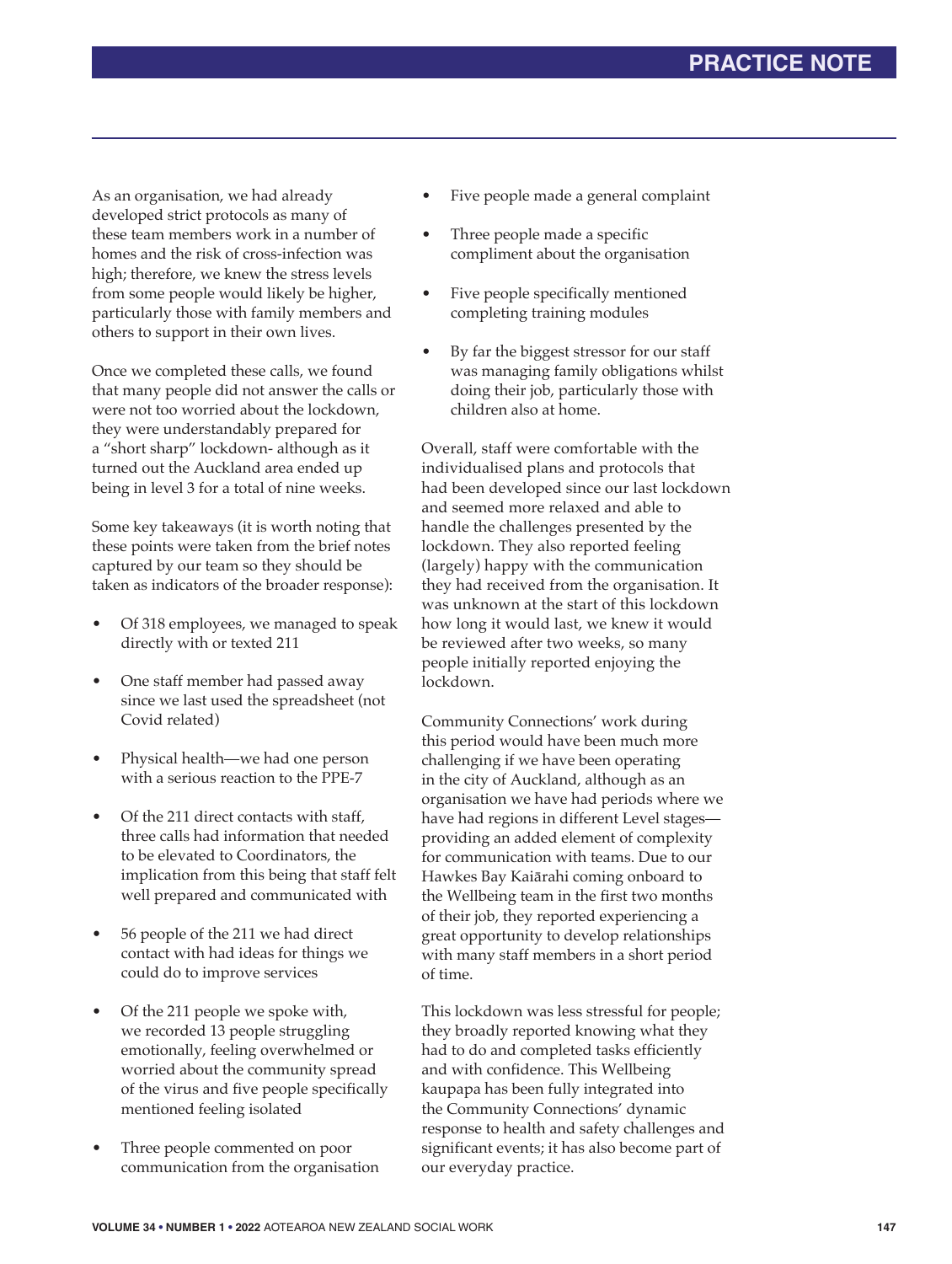As an organisation, we had already developed strict protocols as many of these team members work in a number of homes and the risk of cross-infection was high; therefore, we knew the stress levels from some people would likely be higher, particularly those with family members and others to support in their own lives.

Once we completed these calls, we found that many people did not answer the calls or were not too worried about the lockdown, they were understandably prepared for a "short sharp" lockdown- although as it turned out the Auckland area ended up being in level 3 for a total of nine weeks.

Some key takeaways (it is worth noting that these points were taken from the brief notes captured by our team so they should be taken as indicators of the broader response):

- Of 318 employees, we managed to speak directly with or texted 211
- One staff member had passed away since we last used the spreadsheet (not Covid related)
- Physical health—we had one person with a serious reaction to the PPE-7
- Of the 211 direct contacts with staff, three calls had information that needed to be elevated to Coordinators, the implication from this being that staff felt well prepared and communicated with
- 56 people of the 211 we had direct contact with had ideas for things we could do to improve services
- Of the 211 people we spoke with, we recorded 13 people struggling emotionally, feeling overwhelmed or worried about the community spread of the virus and five people specifically mentioned feeling isolated
- Three people commented on poor communication from the organisation
- Five people made a general complaint
- Three people made a specific compliment about the organisation
- Five people specifically mentioned completing training modules
- By far the biggest stressor for our staff was managing family obligations whilst doing their job, particularly those with children also at home.

Overall, staff were comfortable with the individualised plans and protocols that had been developed since our last lockdown and seemed more relaxed and able to handle the challenges presented by the lockdown. They also reported feeling (largely) happy with the communication they had received from the organisation. It was unknown at the start of this lockdown how long it would last, we knew it would be reviewed after two weeks, so many people initially reported enjoying the lockdown.

Community Connections' work during this period would have been much more challenging if we have been operating in the city of Auckland, although as an organisation we have had periods where we have had regions in different Level stages—providing an added element of complexity for communication with teams. Due to our Hawkes Bay Kaiārahi coming onboard to the Wellbeing team in the first two months of their job, they reported experiencing a great opportunity to develop relationships with many staff members in a short period of time.

This lockdown was less stressful for people; they broadly reported knowing what they had to do and completed tasks efficiently and with confidence. This Wellbeing kaupapa has been fully integrated into the Community Connections' dynamic response to health and safety challenges and significant events; it has also become part of our everyday practice.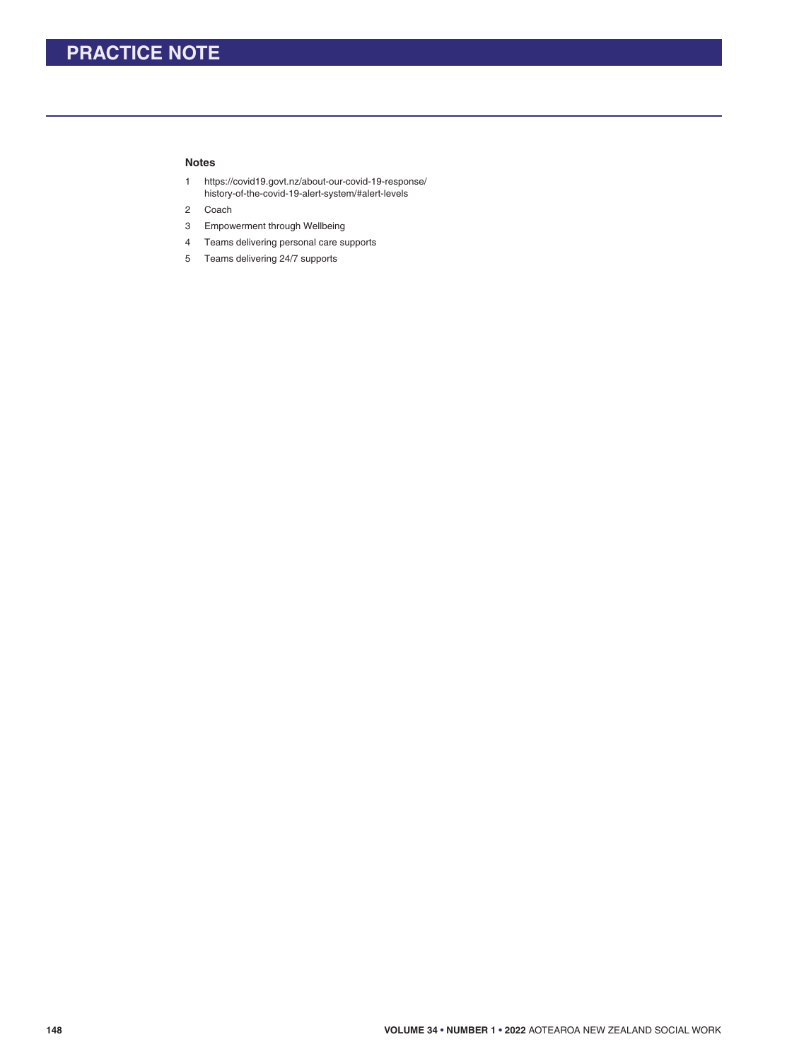## Notes

1. https://covid19.govt.nz/about-our-covid-19-response/history-of-the-covid-19-alert-system/#alert-levels
2. Coach
3. Empowerment through Wellbeing
4. Teams delivering personal care supports
5. Teams delivering 24/7 supports